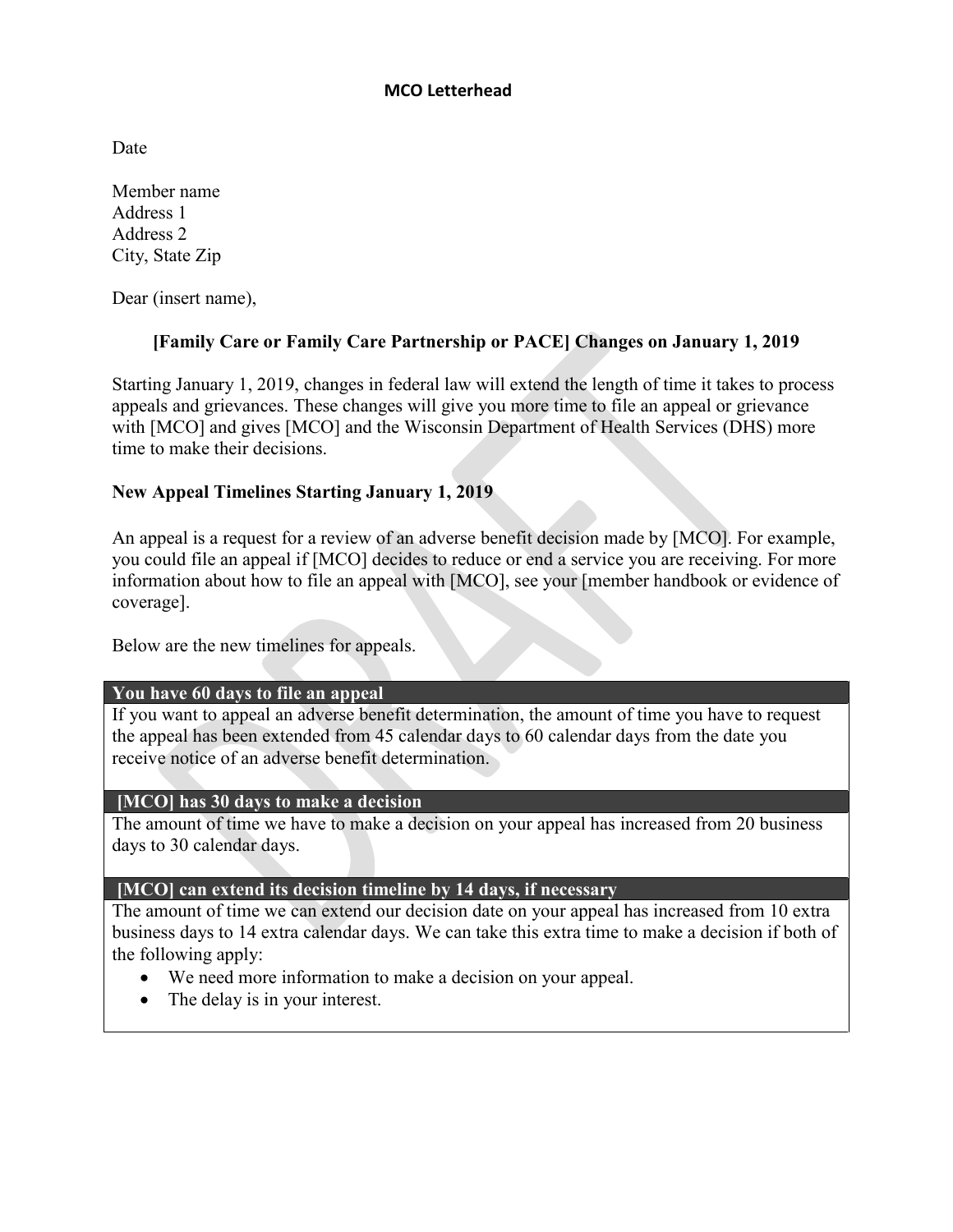**MCO Letterhead**

Date

Member name
Address 1
Address 2
City, State Zip

Dear (insert name),

## [Family Care or Family Care Partnership or PACE] Changes on January 1, 2019

Starting January 1, 2019, changes in federal law will extend the length of time it takes to process appeals and grievances. These changes will give you more time to file an appeal or grievance with [MCO] and gives [MCO] and the Wisconsin Department of Health Services (DHS) more time to make their decisions.

### New Appeal Timelines Starting January 1, 2019

An appeal is a request for a review of an adverse benefit decision made by [MCO]. For example, you could file an appeal if [MCO] decides to reduce or end a service you are receiving. For more information about how to file an appeal with [MCO], see your [member handbook or evidence of coverage].

Below are the new timelines for appeals.

**You have 60 days to file an appeal**

If you want to appeal an adverse benefit determination, the amount of time you have to request the appeal has been extended from 45 calendar days to 60 calendar days from the date you receive notice of an adverse benefit determination.

**[MCO] has 30 days to make a decision**

The amount of time we have to make a decision on your appeal has increased from 20 business days to 30 calendar days.

**[MCO] can extend its decision timeline by 14 days, if necessary**

The amount of time we can extend our decision date on your appeal has increased from 10 extra business days to 14 extra calendar days. We can take this extra time to make a decision if both of the following apply:

- We need more information to make a decision on your appeal.
- The delay is in your interest.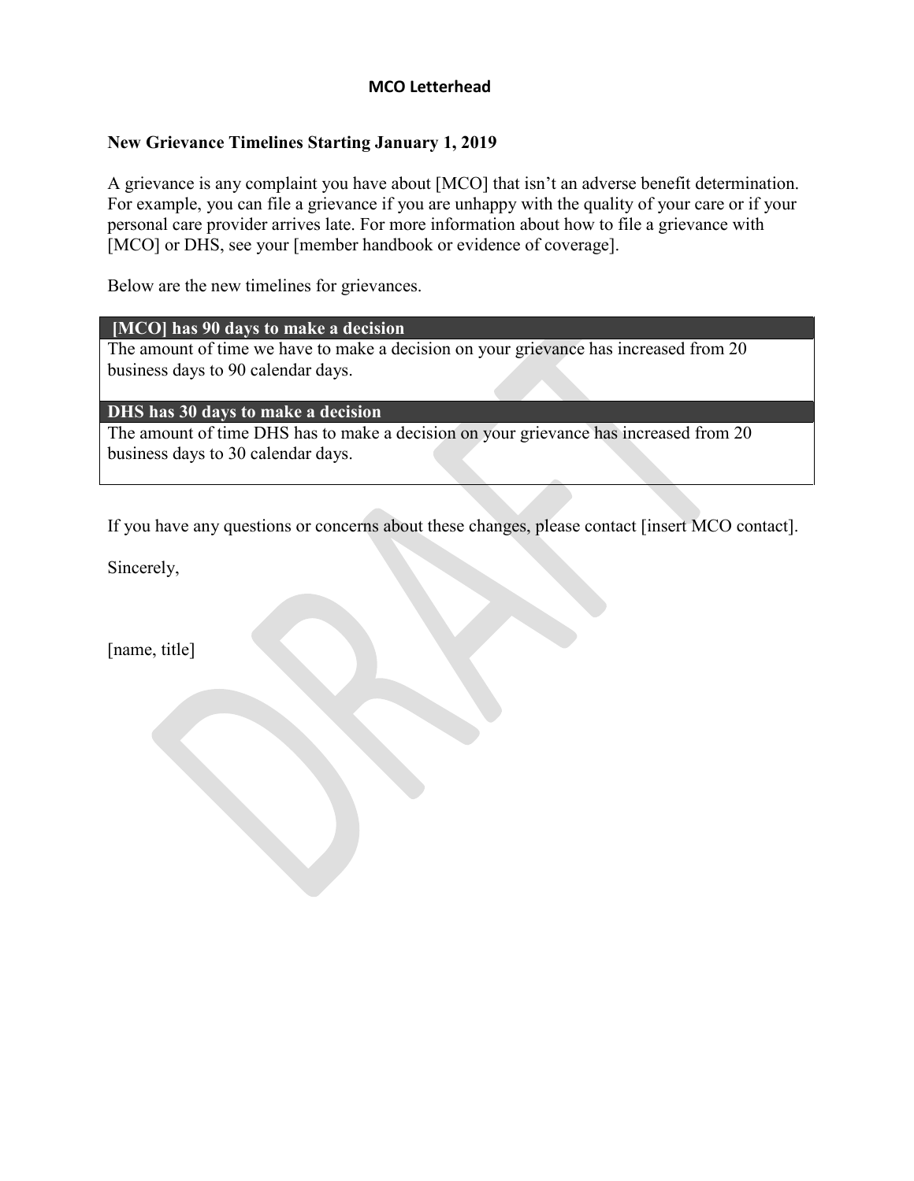**MCO Letterhead**

## New Grievance Timelines Starting January 1, 2019

A grievance is any complaint you have about [MCO] that isn't an adverse benefit determination. For example, you can file a grievance if you are unhappy with the quality of your care or if your personal care provider arrives late. For more information about how to file a grievance with [MCO] or DHS, see your [member handbook or evidence of coverage].

Below are the new timelines for grievances.

| [MCO] has 90 days to make a decision |
| --- |
| The amount of time we have to make a decision on your grievance has increased from 20 business days to 90 calendar days. |
| **DHS has 30 days to make a decision** |
| The amount of time DHS has to make a decision on your grievance has increased from 20 business days to 30 calendar days. |

If you have any questions or concerns about these changes, please contact [insert MCO contact].

Sincerely,

[name, title]